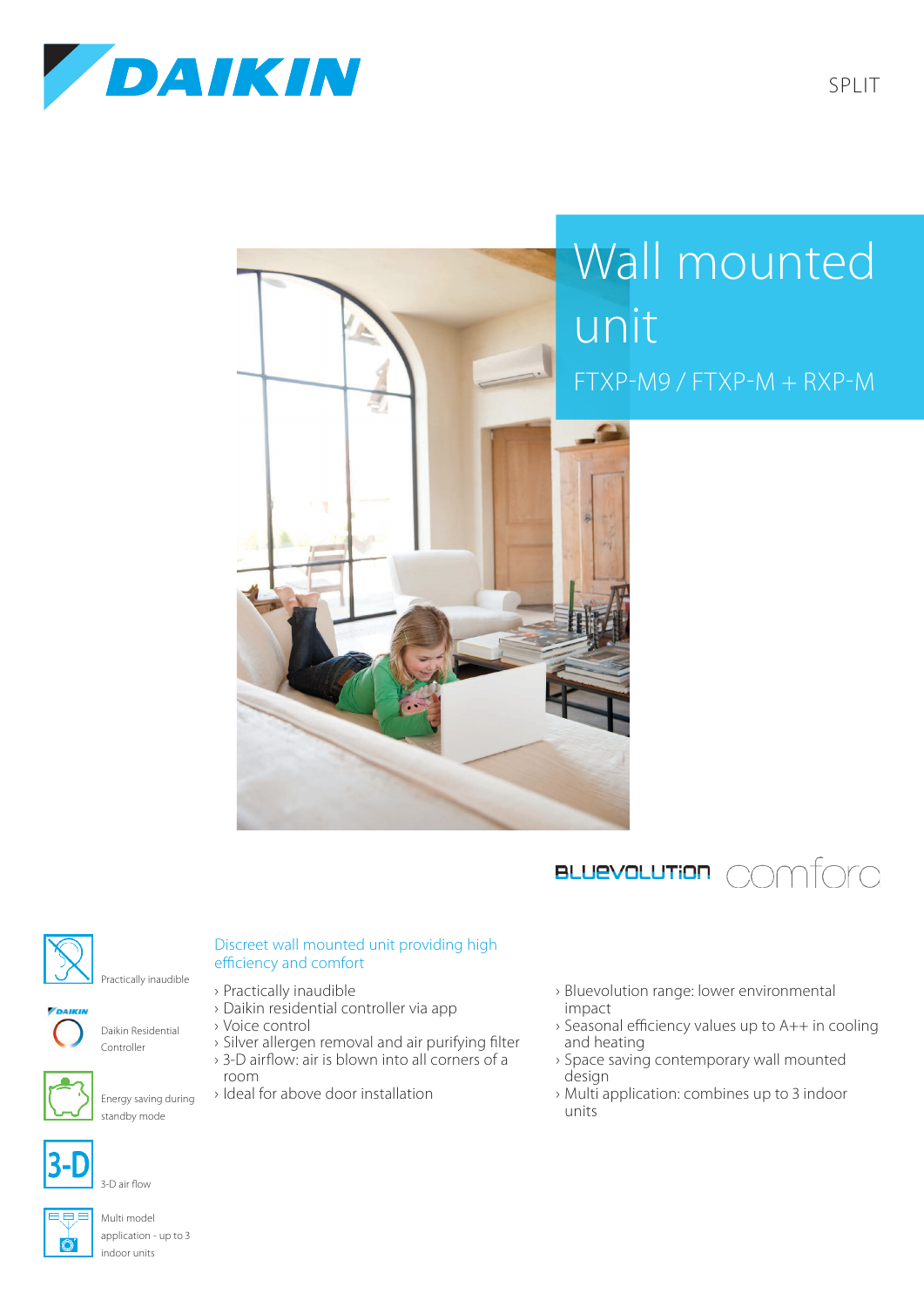DAIKIN

SPLIT

# Wall mounted unit

## FTXP-M9 / FTXP-M + RXP-M

BLUEVOLUTION comfora

Practically inaudible

Daikin Residential Controller

Energy saving during standby mode

3-D air flow

Multi model application - up to 3 indoor units

### Discreet wall mounted unit providing high efficiency and comfort

- Practically inaudible
- Daikin residential controller via app
- Voice control
- Silver allergen removal and air purifying filter
- 3-D airflow: air is blown into all corners of a room
- Ideal for above door installation
- Bluevolution range: lower environmental impact
- Seasonal efficiency values up to A++ in cooling and heating
- Space saving contemporary wall mounted design
- Multi application: combines up to 3 indoor units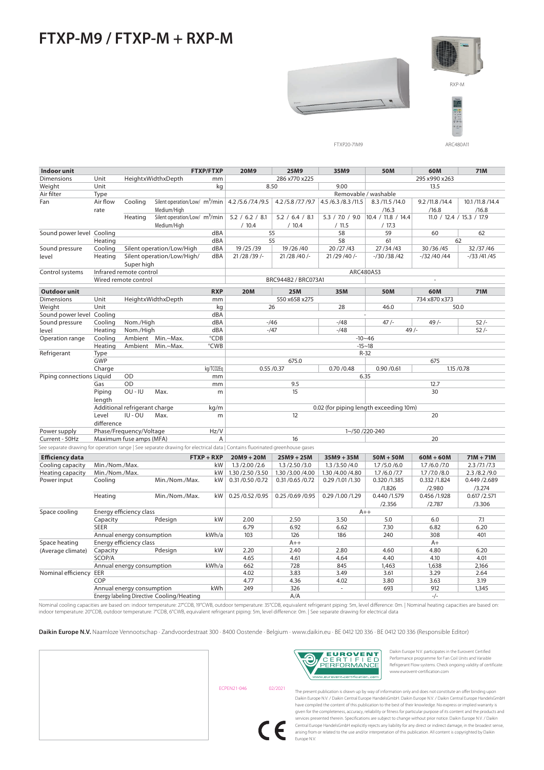# FTXP-M9 / FTXP-M + RXP-M

RXP-M

FTXP20-71M9

ARC480A11

| Indoor unit | | | | FTXP/FTXP | 20M9 | 25M9 | 35M9 | 50M | 60M | 71M |
|---|---|---|---|---|---|---|---|---|---|---|
| Dimensions | Unit | HeightxWidthxDepth | | mm | 286 x770 x225 | | | 295 x990 x263 | | |
| Weight | Unit | | | kg | 8.50 | | 9.00 | 13.5 | | |
| Air filter | Type | | | | Removable / washable | | | | | |
| Fan | Air flow rate | Cooling | Silent operation/Low/ Medium/High | $m^3$/min | 4.2 /5.6 /7.4 /9.5 | 4.2 /5.8 /7.7 /9.7 | 4.5 /6.3 /8.3 /11.5 | 8.3 /11.5 /14.0 /16.3 | 9.2 /11.8 /14.4 /16.8 | 10.1 /11.8 /14.4 /16.8 |
| | | Heating | Silent operation/Low/ Medium/High | $m^3$/min | 5.2 / 6.2 / 8.1 / 10.4 | 5.2 / 6.4 / 8.1 / 10.4 | 5.3 / 7.0 / 9.0 / 11.5 | 10.4 / 11.8 / 14.4 / 17.3 | 11.0 / 12.4 / 15.3 / 17.9 | |
| Sound power level | Cooling | | | dBA | 55 | | 58 | 59 | 60 | 62 |
| | Heating | | | dBA | 55 | | 58 | 61 | 62 | |
| Sound pressure level | Cooling | Silent operation/Low/High | | dBA | 19 /25 /39 | 19 /26 /40 | 20 /27 /43 | 27 /34 /43 | 30 /36 /45 | 32 /37 /46 |
| | Heating | Silent operation/Low/High/ Super high | | dBA | 21 /28 /39 /- | 21 /28 /40 /- | 21 /29 /40 /- | -/30 /38 /42 | -/32 /40 /44 | -/33 /41 /45 |
| Control systems | Infrared remote control | | | | ARC480A53 | | | | | |
| | Wired remote control | | | | BRC944B2 / BRC073A1 | | | | - | |

| Outdoor unit | | | | RXP | 20M | 25M | 35M | 50M | 60M | 71M |
|---|---|---|---|---|---|---|---|---|---|---|
| Dimensions | Unit | HeightxWidthxDepth | | mm | 550 x658 x275 | | | 734 x870 x373 | | |
| Weight | Unit | | | kg | 26 | | 28 | 46.0 | 50.0 | |
| Sound power level | Cooling | | | dBA | - | | | | | |
| Sound pressure level | Cooling | Nom./High | | dBA | -/46 | | -/48 | 47 /- | 49 /- | 52 /- |
| | Heating | Nom./High | | dBA | -/47 | | -/48 | 49 /- | | 52 /- |
| Operation range | Cooling | Ambient | Min.~Max. | °CDB | -10~46 | | | | | |
| | Heating | Ambient | Min.~Max. | °CWB | -15~18 | | | | | |
| Refrigerant | Type | | | | R-32 | | | | | |
| | GWP | | | | 675.0 | | | 675 | | |
| | Charge | | | kg/TCO2Eq | 0.55 /0.37 | | 0.70 /0.48 | 0.90 /0.61 | 1.15 /0.78 | |
| Piping connections | Liquid | OD | | mm | 6.35 | | | | | |
| | Gas | OD | | mm | 9.5 | | | 12.7 | | |
| | Piping length | OU - IU | Max. | m | 15 | | | 30 | | |
| | Additional refrigerant charge | | | kg/m | 0.02 (for piping length exceeding 10m) | | | | | |
| | Level difference | IU - OU | Max. | m | 12 | | | 20 | | |
| Power supply | Phase/Frequency/Voltage | | | Hz/V | 1~/50 /220-240 | | | | | |
| Current - 50Hz | Maximum fuse amps (MFA) | | | A | 16 | | | 20 | | |

See separate drawing for operation range | See separate drawing for electrical data | Contains fluorinated greenhouse gases

| Efficiency data | | | | FTXP + RXP | 20M9 + 20M | 25M9 + 25M | 35M9 + 35M | 50M + 50M | 60M + 60M | 71M + 71M |
|---|---|---|---|---|---|---|---|---|---|---|
| Cooling capacity | Min./Nom./Max. | | | kW | 1.3 /2.00 /2.6 | 1.3 /2.50 /3.0 | 1.3 /3.50 /4.0 | 1.7 /5.0 /6.0 | 1.7 /6.0 /7.0 | 2.3 /7.1 /7.3 |
| Heating capacity | Min./Nom./Max. | | | kW | 1.30 /2.50 /3.50 | 1.30 /3.00 /4.00 | 1.30 /4.00 /4.80 | 1.7 /6.0 /7.7 | 1.7 /7.0 /8.0 | 2.3 /8.2 /9.0 |
| Power input | Cooling | Min./Nom./Max. | | kW | 0.31 /0.50 /0.72 | 0.31 /0.65 /0.72 | 0.29 /1.01 /1.30 | 0.320 /1.385 /1.826 | 0.332 /1.824 /2.980 | 0.449 /2.689 /3.274 |
| | Heating | Min./Nom./Max. | | kW | 0.25 /0.52 /0.95 | 0.25 /0.69 /0.95 | 0.29 /1.00 /1.29 | 0.440 /1.579 /2.356 | 0.456 /1.928 /2.787 | 0.617 /2.571 /3.306 |
| Space cooling | Energy efficiency class | | | | A++ | | | | | |
| | Capacity | Pdesign | | kW | 2.00 | 2.50 | 3.50 | 5.0 | 6.0 | 7.1 |
| | SEER | | | | 6.79 | 6.92 | 6.62 | 7.30 | 6.82 | 6.20 |
| | Annual energy consumption | | | kWh/a | 103 | 126 | 186 | 240 | 308 | 401 |
| Space heating (Average climate) | Energy efficiency class | | | | A++ | | | A+ | | |
| | Capacity | Pdesign | | kW | 2.20 | 2.40 | 2.80 | 4.60 | 4.80 | 6.20 |
| | SCOP/A | | | | 4.65 | 4.61 | 4.64 | 4.40 | 4.10 | 4.01 |
| | Annual energy consumption | | | kWh/a | 662 | 728 | 845 | 1,463 | 1,638 | 2,166 |
| Nominal efficiency | EER | | | | 4.02 | 3.83 | 3.49 | 3.61 | 3.29 | 2.64 |
| | COP | | | | 4.77 | 4.36 | 4.02 | 3.80 | 3.63 | 3.19 |
| | Annual energy consumption | | | kWh | 249 | 326 | - | 693 | 912 | 1,345 |
| | Energy labeling Directive Cooling/Heating | | | | A/A | | | -/- | | |

Nominal cooling capacities are based on: indoor temperature: 27°CDB, 19°CWB, outdoor temperature: 35°CDB, equivalent refrigerant piping: 5m, level difference: 0m. | Nominal heating capacities are based on: indoor temperature: 20°CDB, outdoor temperature: 7°CDB, 6°CWB, equivalent refrigerant piping: 5m, level difference: 0m. | See separate drawing for electrical data

**Daikin Europe N.V.** Naamloze Vennootschap · Zandvoordestraat 300 · 8400 Oostende · Belgium · www.daikin.eu · BE 0412 120 336 · BE 0412 120 336 (Responsible Editor)

ECPEN21-046 02/2021

EUROVENT CERTIFIED PERFORMANCE www.eurovent-certification.com

Daikin Europe N.V. participates in the Eurovent Certified Performance programme for Fan Coil Units and Variable Refrigerant Flow systems. Check ongoing validity of certificate: www.eurovent-certification.com

The present publication is drawn up by way of information only and does not constitute an offer binding upon Daikin Europe N.V. / Daikin Central Europe HandelsGmbH. Daikin Europe N.V. / Daikin Central Europe HandelsGmbH have compiled the content of this publication to the best of their knowledge. No express or implied warranty is given for the completeness, accuracy, reliability or fitness for particular purpose of its content and the products and services presented therein. Specifications are subject to change without prior notice. Daikin Europe N.V. / Daikin Central Europe HandelsGmbH explicitly rejects any liability for any direct or indirect damage, in the broadest sense, arising from or related to the use and/or interpretation of this publication. All content is copyrighted by Daikin Europe N.V.